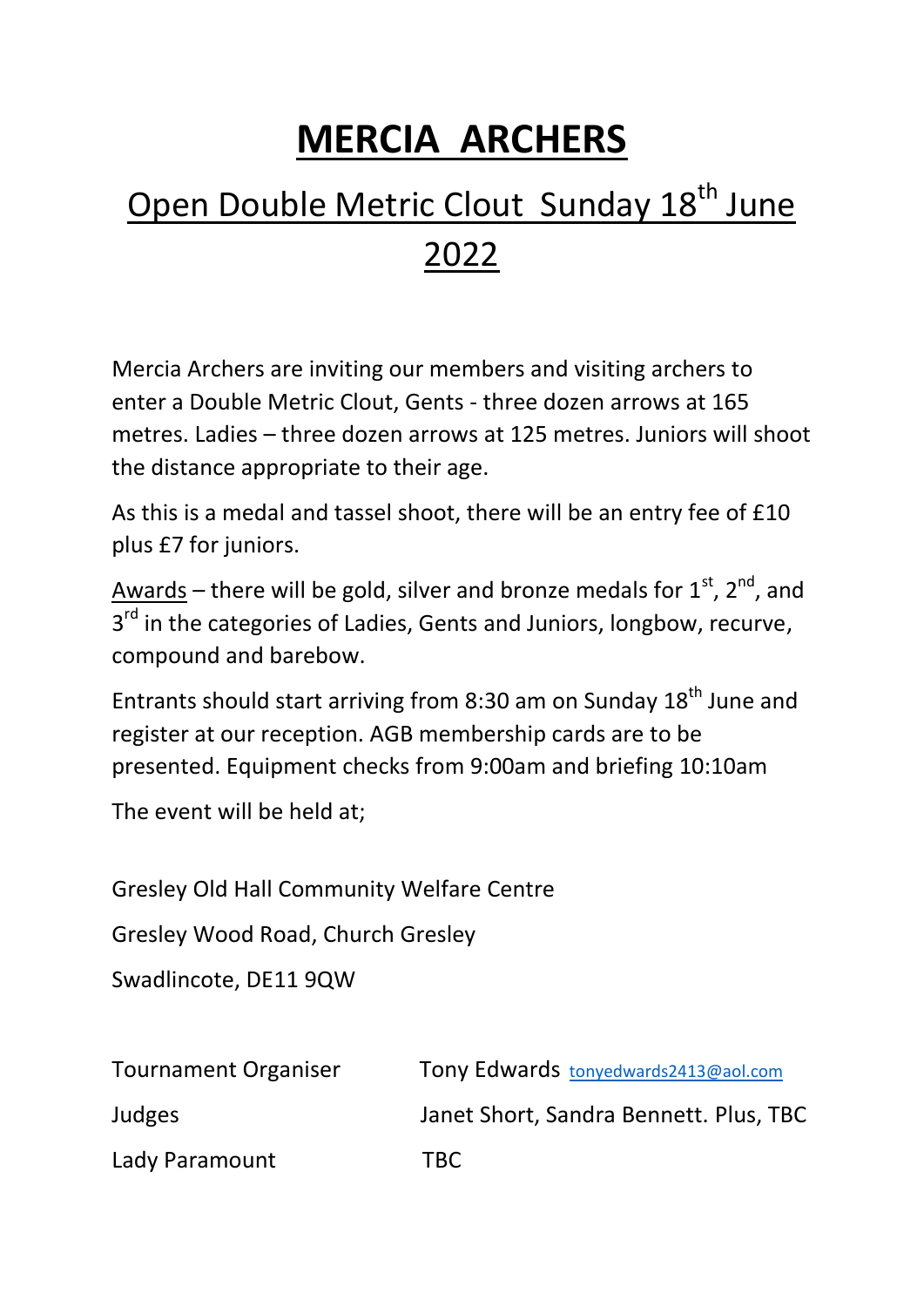# MERCIA ARCHERS

## Open Double Metric Clout Sunday 18th June 2022

Mercia Archers are inviting our members and visiting archers to enter a Double Metric Clout, Gents - three dozen arrows at 165 metres. Ladies – three dozen arrows at 125 metres. Juniors will shoot the distance appropriate to their age.

As this is a medal and tassel shoot, there will be an entry fee of £10 plus £7 for juniors.

Awards – there will be gold, silver and bronze medals for 1st, 2nd, and 3rd in the categories of Ladies, Gents and Juniors, longbow, recurve, compound and barebow.

Entrants should start arriving from 8:30 am on Sunday 18th June and register at our reception. AGB membership cards are to be presented. Equipment checks from 9:00am and briefing 10:10am

The event will be held at;

Gresley Old Hall Community Welfare Centre

Gresley Wood Road, Church Gresley

Swadlincote, DE11 9QW

| | |
|---|---|
| Tournament Organiser | Tony Edwards tonyedwards2413@aol.com |
| Judges | Janet Short, Sandra Bennett. Plus, TBC |
| Lady Paramount | TBC |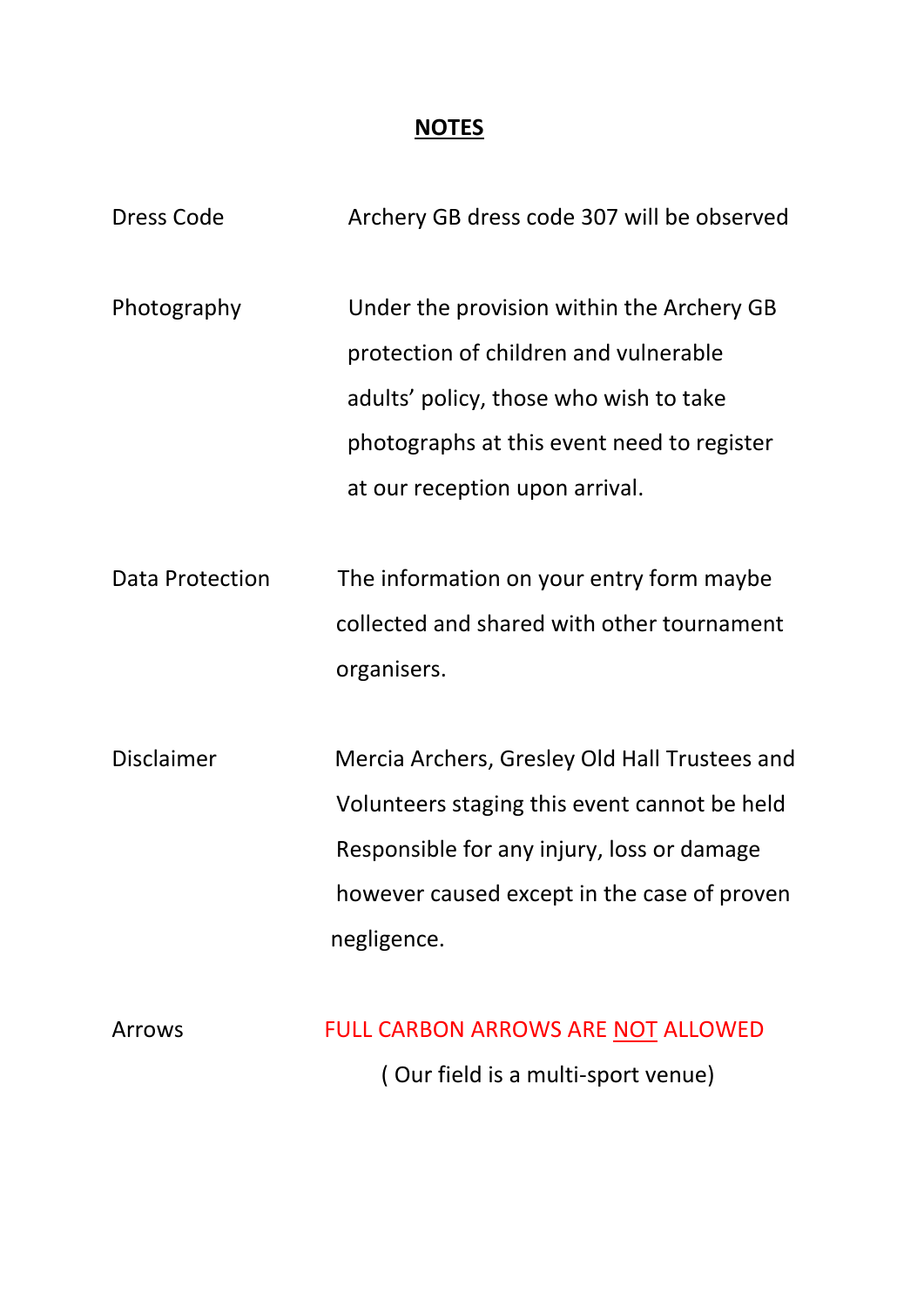# **NOTES**

| | |
|---|---|
| Dress Code | Archery GB dress code 307 will be observed |
| Photography | Under the provision within the Archery GB protection of children and vulnerable adults' policy, those who wish to take photographs at this event need to register at our reception upon arrival. |
| Data Protection | The information on your entry form maybe collected and shared with other tournament organisers. |
| Disclaimer | Mercia Archers, Gresley Old Hall Trustees and Volunteers staging this event cannot be held Responsible for any injury, loss or damage however caused except in the case of proven negligence. |
| Arrows | FULL CARBON ARROWS ARE NOT ALLOWED ( Our field is a multi-sport venue) |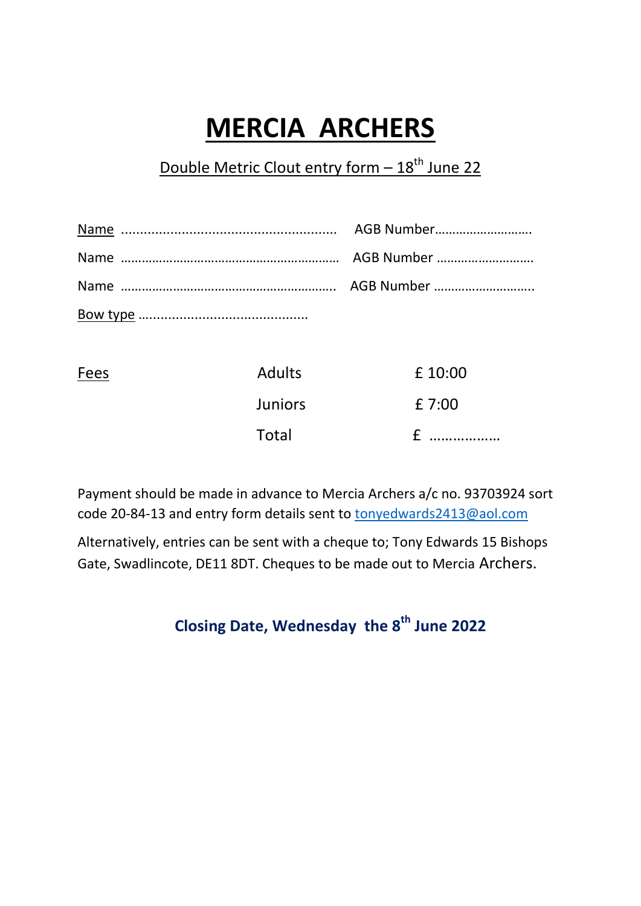# MERCIA ARCHERS

Double Metric Clout entry form – 18th June 22

Name ........................................................ AGB Number……………………….

Name ……………………………………………………. AGB Number ……………………….

Name ……………………………………………………. AGB Number ………………………..

Bow type ............................................

| | | |
|---|---|---|
| Fees | Adults | £ 10:00 |
| | Juniors | £ 7:00 |
| | Total | £ ……………… |

Payment should be made in advance to Mercia Archers a/c no. 93703924 sort code 20-84-13 and entry form details sent to tonyedwards2413@aol.com

Alternatively, entries can be sent with a cheque to; Tony Edwards 15 Bishops Gate, Swadlincote, DE11 8DT. Cheques to be made out to Mercia Archers.

**Closing Date, Wednesday the 8th June 2022**